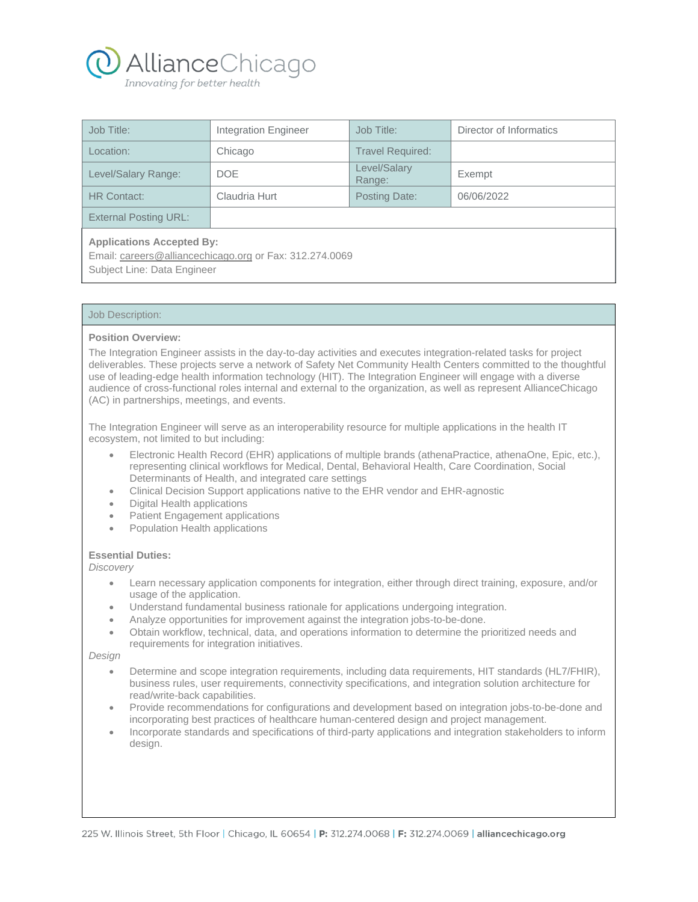AllianceChicago

*Innovating for better health*

| Job Title: | Integration Engineer | Job Title: | Director of Informatics |
|---|---|---|---|
| Location: | Chicago | Travel Required: | |
| Level/Salary Range: | DOE | Level/Salary Range: | Exempt |
| HR Contact: | Claudria Hurt | Posting Date: | 06/06/2022 |
| External Posting URL: | | | |

**Applications Accepted By:**
Email: careers@alliancechicago.org or Fax: 312.274.0069
Subject Line: Data Engineer

## Job Description:

**Position Overview:**

The Integration Engineer assists in the day-to-day activities and executes integration-related tasks for project deliverables. These projects serve a network of Safety Net Community Health Centers committed to the thoughtful use of leading-edge health information technology (HIT). The Integration Engineer will engage with a diverse audience of cross-functional roles internal and external to the organization, as well as represent AllianceChicago (AC) in partnerships, meetings, and events.

The Integration Engineer will serve as an interoperability resource for multiple applications in the health IT ecosystem, not limited to but including:

- Electronic Health Record (EHR) applications of multiple brands (athenaPractice, athenaOne, Epic, etc.), representing clinical workflows for Medical, Dental, Behavioral Health, Care Coordination, Social Determinants of Health, and integrated care settings
- Clinical Decision Support applications native to the EHR vendor and EHR-agnostic
- Digital Health applications
- Patient Engagement applications
- Population Health applications

**Essential Duties:**

*Discovery*

- Learn necessary application components for integration, either through direct training, exposure, and/or usage of the application.
- Understand fundamental business rationale for applications undergoing integration.
- Analyze opportunities for improvement against the integration jobs-to-be-done.
- Obtain workflow, technical, data, and operations information to determine the prioritized needs and requirements for integration initiatives.

*Design*

- Determine and scope integration requirements, including data requirements, HIT standards (HL7/FHIR), business rules, user requirements, connectivity specifications, and integration solution architecture for read/write-back capabilities.
- Provide recommendations for configurations and development based on integration jobs-to-be-done and incorporating best practices of healthcare human-centered design and project management.
- Incorporate standards and specifications of third-party applications and integration stakeholders to inform design.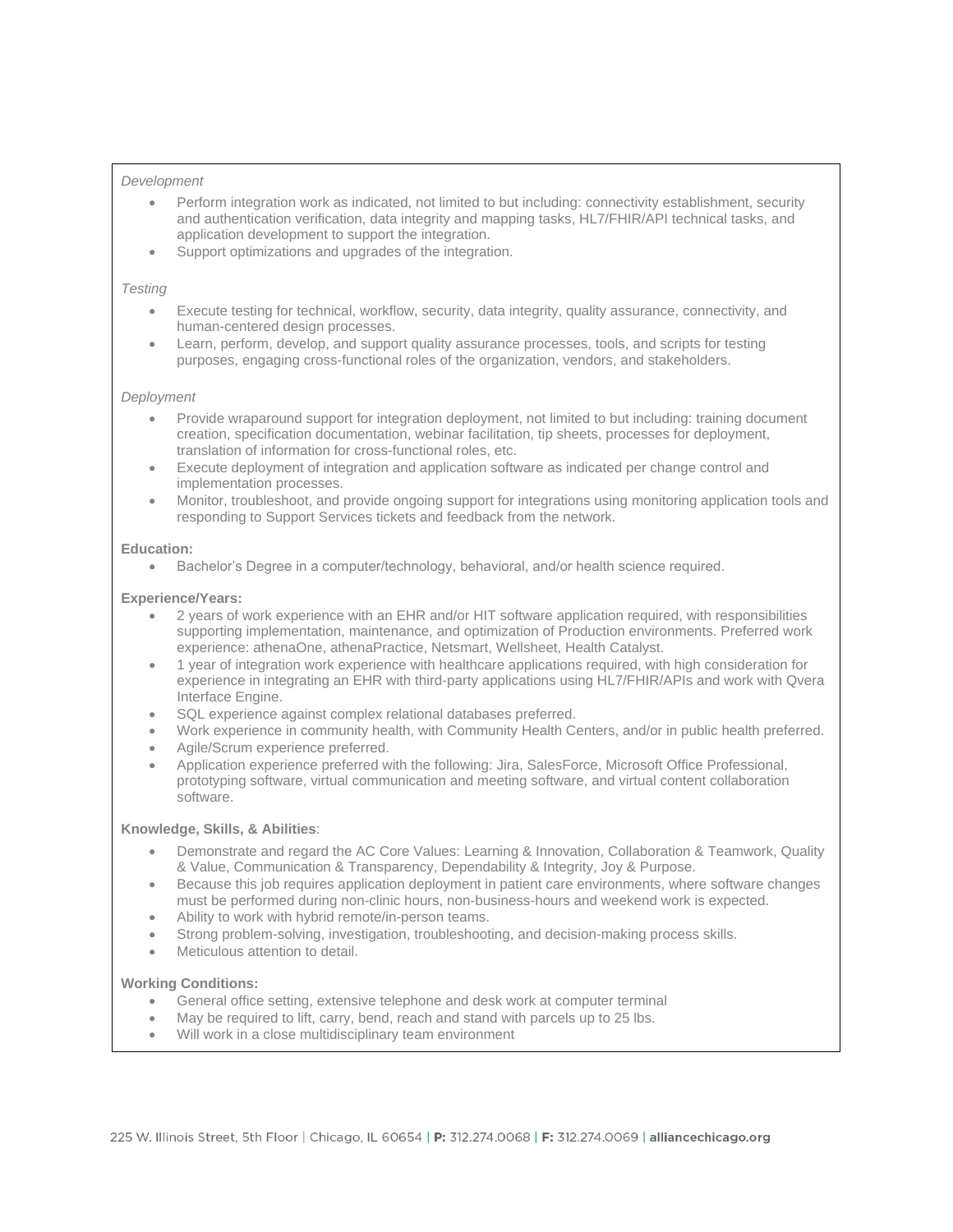*Development*

- Perform integration work as indicated, not limited to but including: connectivity establishment, security and authentication verification, data integrity and mapping tasks, HL7/FHIR/API technical tasks, and application development to support the integration.
- Support optimizations and upgrades of the integration.

*Testing*

- Execute testing for technical, workflow, security, data integrity, quality assurance, connectivity, and human-centered design processes.
- Learn, perform, develop, and support quality assurance processes, tools, and scripts for testing purposes, engaging cross-functional roles of the organization, vendors, and stakeholders.

*Deployment*

- Provide wraparound support for integration deployment, not limited to but including: training document creation, specification documentation, webinar facilitation, tip sheets, processes for deployment, translation of information for cross-functional roles, etc.
- Execute deployment of integration and application software as indicated per change control and implementation processes.
- Monitor, troubleshoot, and provide ongoing support for integrations using monitoring application tools and responding to Support Services tickets and feedback from the network.

**Education:**

- Bachelor's Degree in a computer/technology, behavioral, and/or health science required.

**Experience/Years:**

- 2 years of work experience with an EHR and/or HIT software application required, with responsibilities supporting implementation, maintenance, and optimization of Production environments. Preferred work experience: athenaOne, athenaPractice, Netsmart, Wellsheet, Health Catalyst.
- 1 year of integration work experience with healthcare applications required, with high consideration for experience in integrating an EHR with third-party applications using HL7/FHIR/APIs and work with Qvera Interface Engine.
- SQL experience against complex relational databases preferred.
- Work experience in community health, with Community Health Centers, and/or in public health preferred.
- Agile/Scrum experience preferred.
- Application experience preferred with the following: Jira, SalesForce, Microsoft Office Professional, prototyping software, virtual communication and meeting software, and virtual content collaboration software.

**Knowledge, Skills, & Abilities**:

- Demonstrate and regard the AC Core Values: Learning & Innovation, Collaboration & Teamwork, Quality & Value, Communication & Transparency, Dependability & Integrity, Joy & Purpose.
- Because this job requires application deployment in patient care environments, where software changes must be performed during non-clinic hours, non-business-hours and weekend work is expected.
- Ability to work with hybrid remote/in-person teams.
- Strong problem-solving, investigation, troubleshooting, and decision-making process skills.
- Meticulous attention to detail.

**Working Conditions:**

- General office setting, extensive telephone and desk work at computer terminal
- May be required to lift, carry, bend, reach and stand with parcels up to 25 lbs.
- Will work in a close multidisciplinary team environment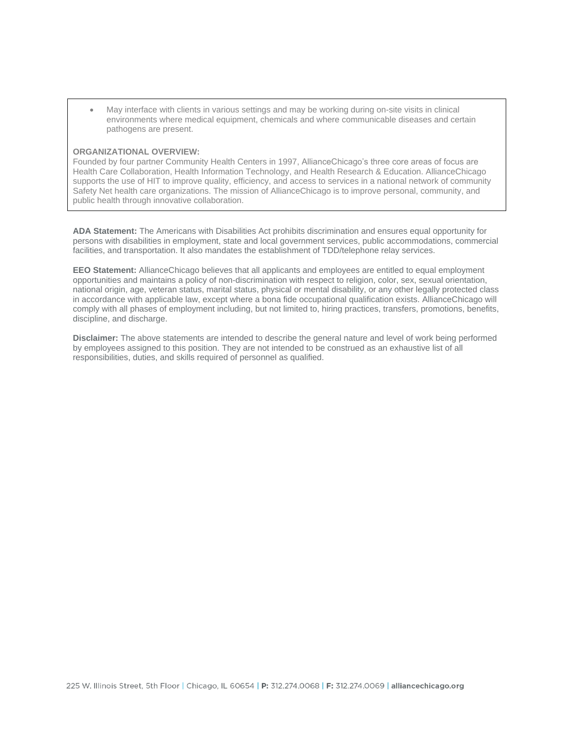- May interface with clients in various settings and may be working during on-site visits in clinical environments where medical equipment, chemicals and where communicable diseases and certain pathogens are present.

**ORGANIZATIONAL OVERVIEW:**
Founded by four partner Community Health Centers in 1997, AllianceChicago's three core areas of focus are Health Care Collaboration, Health Information Technology, and Health Research & Education. AllianceChicago supports the use of HIT to improve quality, efficiency, and access to services in a national network of community Safety Net health care organizations. The mission of AllianceChicago is to improve personal, community, and public health through innovative collaboration.

**ADA Statement:** The Americans with Disabilities Act prohibits discrimination and ensures equal opportunity for persons with disabilities in employment, state and local government services, public accommodations, commercial facilities, and transportation. It also mandates the establishment of TDD/telephone relay services.

**EEO Statement:** AllianceChicago believes that all applicants and employees are entitled to equal employment opportunities and maintains a policy of non-discrimination with respect to religion, color, sex, sexual orientation, national origin, age, veteran status, marital status, physical or mental disability, or any other legally protected class in accordance with applicable law, except where a bona fide occupational qualification exists. AllianceChicago will comply with all phases of employment including, but not limited to, hiring practices, transfers, promotions, benefits, discipline, and discharge.

**Disclaimer:** The above statements are intended to describe the general nature and level of work being performed by employees assigned to this position. They are not intended to be construed as an exhaustive list of all responsibilities, duties, and skills required of personnel as qualified.

225 W. Illinois Street, 5th Floor | Chicago, IL 60654 | **P:** 312.274.0068 | **F:** 312.274.0069 | **alliancechicago.org**